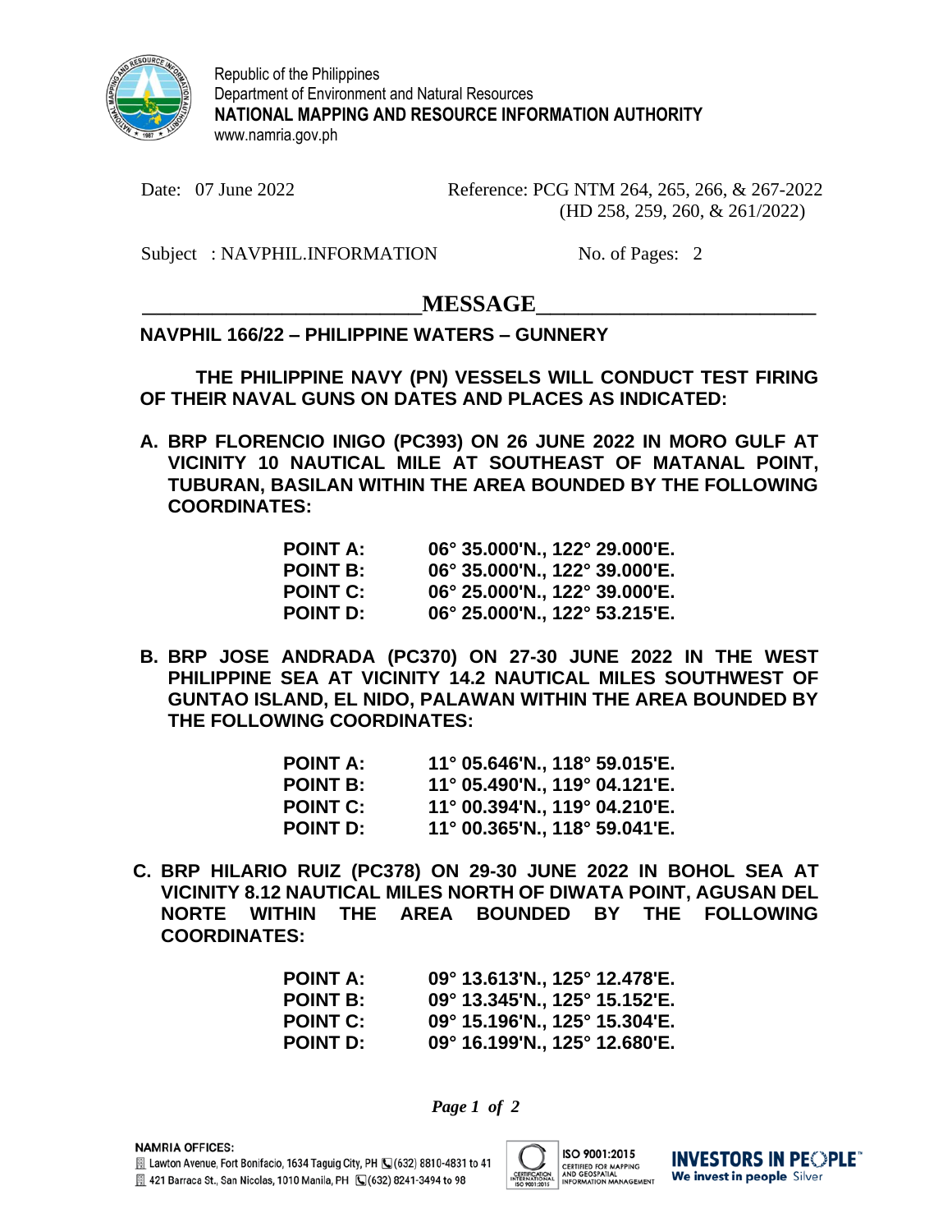Republic of the Philippines
Department of Environment and Natural Resources
**NATIONAL MAPPING AND RESOURCE INFORMATION AUTHORITY**
www.namria.gov.ph

Date: 07 June 2022

Reference: PCG NTM 264, 265, 266, & 267-2022
(HD 258, 259, 260, & 261/2022)

Subject : NAVPHIL.INFORMATION

No. of Pages: 2

## MESSAGE

**NAVPHIL 166/22 – PHILIPPINE WATERS – GUNNERY**

**THE PHILIPPINE NAVY (PN) VESSELS WILL CONDUCT TEST FIRING OF THEIR NAVAL GUNS ON DATES AND PLACES AS INDICATED:**

**A. BRP FLORENCIO INIGO (PC393) ON 26 JUNE 2022 IN MORO GULF AT VICINITY 10 NAUTICAL MILE AT SOUTHEAST OF MATANAL POINT, TUBURAN, BASILAN WITHIN THE AREA BOUNDED BY THE FOLLOWING COORDINATES:**

| | |
|---|---|
| **POINT A:** | **06° 35.000'N., 122° 29.000'E.** |
| **POINT B:** | **06° 35.000'N., 122° 39.000'E.** |
| **POINT C:** | **06° 25.000'N., 122° 39.000'E.** |
| **POINT D:** | **06° 25.000'N., 122° 53.215'E.** |

**B. BRP JOSE ANDRADA (PC370) ON 27-30 JUNE 2022 IN THE WEST PHILIPPINE SEA AT VICINITY 14.2 NAUTICAL MILES SOUTHWEST OF GUNTAO ISLAND, EL NIDO, PALAWAN WITHIN THE AREA BOUNDED BY THE FOLLOWING COORDINATES:**

| | |
|---|---|
| **POINT A:** | **11° 05.646'N., 118° 59.015'E.** |
| **POINT B:** | **11° 05.490'N., 119° 04.121'E.** |
| **POINT C:** | **11° 00.394'N., 119° 04.210'E.** |
| **POINT D:** | **11° 00.365'N., 118° 59.041'E.** |

**C. BRP HILARIO RUIZ (PC378) ON 29-30 JUNE 2022 IN BOHOL SEA AT VICINITY 8.12 NAUTICAL MILES NORTH OF DIWATA POINT, AGUSAN DEL NORTE WITHIN THE AREA BOUNDED BY THE FOLLOWING COORDINATES:**

| | |
|---|---|
| **POINT A:** | **09° 13.613'N., 125° 12.478'E.** |
| **POINT B:** | **09° 13.345'N., 125° 15.152'E.** |
| **POINT C:** | **09° 15.196'N., 125° 15.304'E.** |
| **POINT D:** | **09° 16.199'N., 125° 12.680'E.** |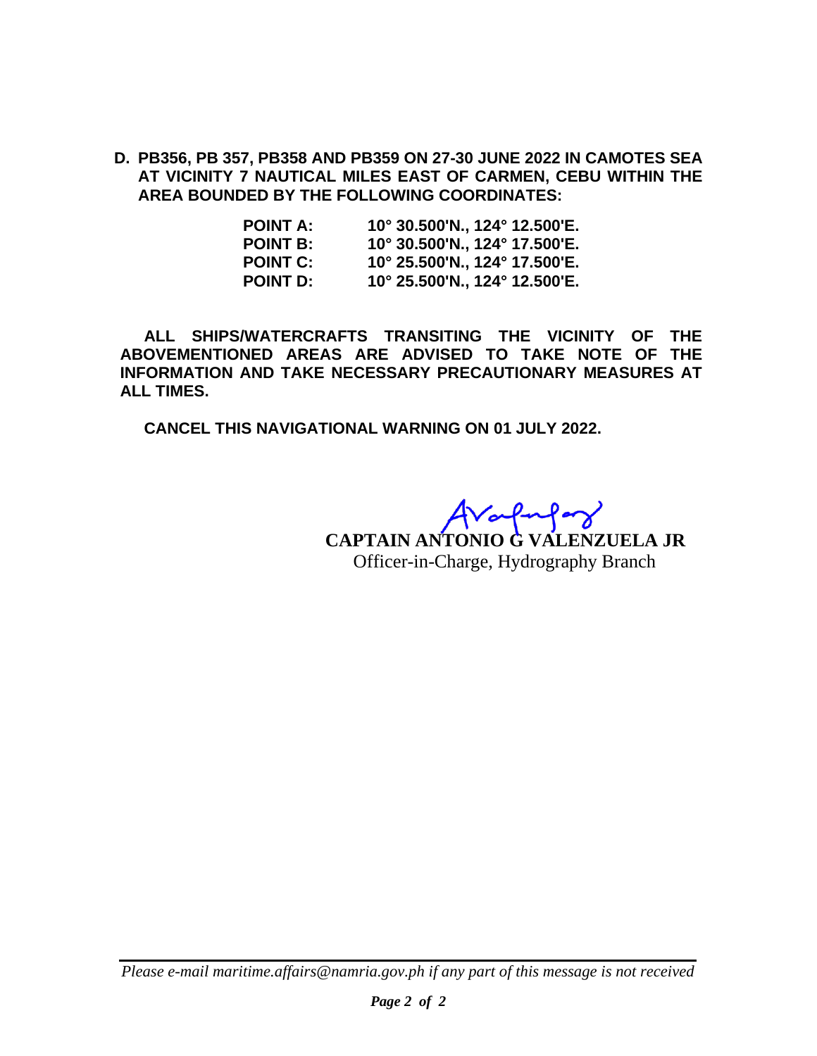**D. PB356, PB 357, PB358 AND PB359 ON 27-30 JUNE 2022 IN CAMOTES SEA AT VICINITY 7 NAUTICAL MILES EAST OF CARMEN, CEBU WITHIN THE AREA BOUNDED BY THE FOLLOWING COORDINATES:**

| | |
|---|---|
| **POINT A:** | **10° 30.500'N., 124° 12.500'E.** |
| **POINT B:** | **10° 30.500'N., 124° 17.500'E.** |
| **POINT C:** | **10° 25.500'N., 124° 17.500'E.** |
| **POINT D:** | **10° 25.500'N., 124° 12.500'E.** |

**ALL SHIPS/WATERCRAFTS TRANSITING THE VICINITY OF THE ABOVEMENTIONED AREAS ARE ADVISED TO TAKE NOTE OF THE INFORMATION AND TAKE NECESSARY PRECAUTIONARY MEASURES AT ALL TIMES.**

**CANCEL THIS NAVIGATIONAL WARNING ON 01 JULY 2022.**

**CAPTAIN ANTONIO G VALENZUELA JR**
Officer-in-Charge, Hydrography Branch

*Please e-mail maritime.affairs@namria.gov.ph if any part of this message is not received*